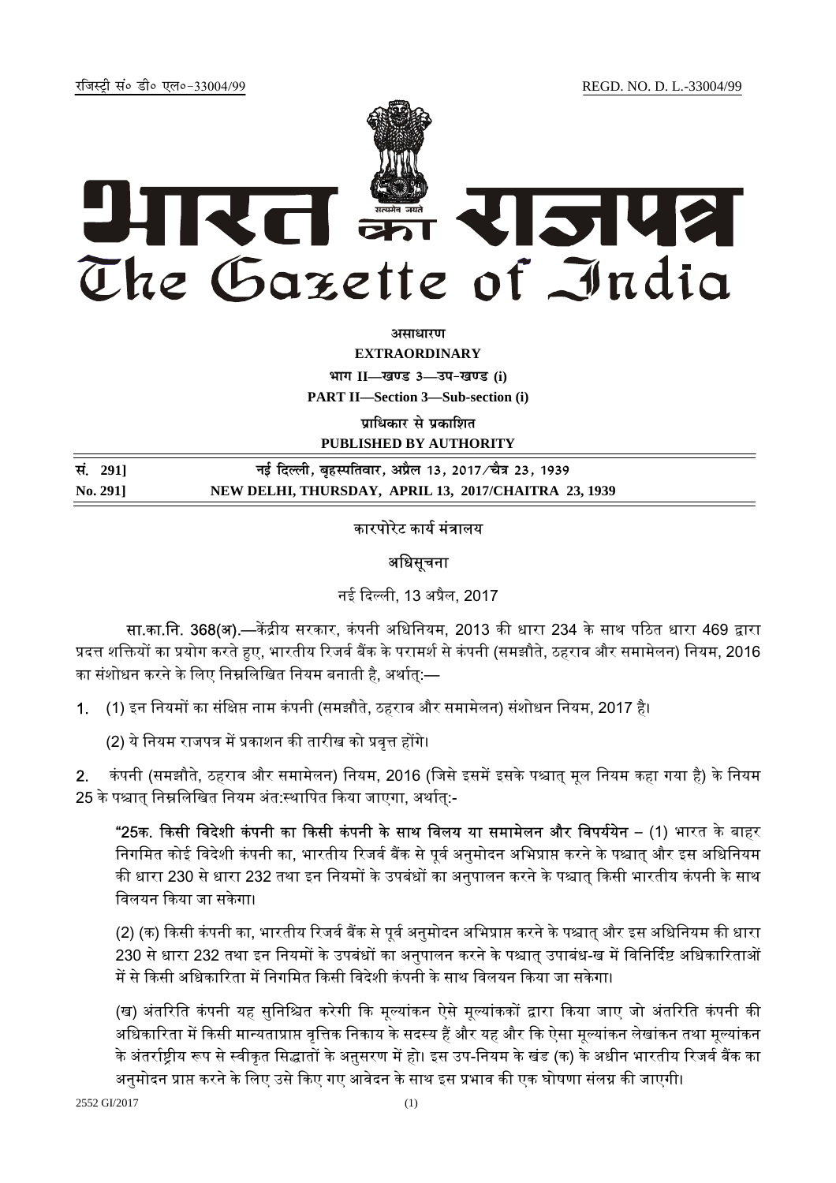रजिस्ट्री सं० डी० एल०-33004/99 REGD. NO. D. L.-33004/99

# भारत का राजपत्र
# The Gazette of India

**असाधारण**

**EXTRAORDINARY**

**भाग II—खण्ड 3—उप-खण्ड (i)**

**PART II—Section 3—Sub-section (i)**

**प्राधिकार से प्रकाशित**

**PUBLISHED BY AUTHORITY**

| सं. 291] | नई दिल्ली, बृहस्पतिवार, अप्रैल 13, 2017/चैत्र 23, 1939 |
|---|---|
| No. 291] | NEW DELHI, THURSDAY, APRIL 13, 2017/CHAITRA 23, 1939 |

कारपोरेट कार्य मंत्रालय

अधिसूचना

नई दिल्ली, 13 अप्रैल, 2017

**सा.का.नि. 368(अ).**—केंद्रीय सरकार, कंपनी अधिनियम, 2013 की धारा 234 के साथ पठित धारा 469 द्वारा प्रदत्त शक्तियों का प्रयोग करते हुए, भारतीय रिजर्व बैंक के परामर्श से कंपनी (समझौते, ठहराव और समामेलन) नियम, 2016 का संशोधन करने के लिए निम्नलिखित नियम बनाती है, अर्थात्:—

1. (1) इन नियमों का संक्षिप्त नाम कंपनी (समझौते, ठहराव और समामेलन) संशोधन नियम, 2017 है।

   (2) ये नियम राजपत्र में प्रकाशन की तारीख को प्रवृत्त होंगे।

2. कंपनी (समझौते, ठहराव और समामेलन) नियम, 2016 (जिसे इसमें इसके पश्चात् मूल नियम कहा गया है) के नियम 25 के पश्चात् निम्नलिखित नियम अंत:स्थापित किया जाएगा, अर्थात्:-

   **"25क. किसी विदेशी कंपनी का किसी कंपनी के साथ विलय या समामेलन और विपर्ययेन** – (1) भारत के बाहर निगमित कोई विदेशी कंपनी का, भारतीय रिजर्व बैंक से पूर्व अनुमोदन अभिप्राप्त करने के पश्चात् और इस अधिनियम की धारा 230 से धारा 232 तथा इन नियमों के उपबंधों का अनुपालन करने के पश्चात् किसी भारतीय कंपनी के साथ विलयन किया जा सकेगा।

   (2) (क) किसी कंपनी का, भारतीय रिजर्व बैंक से पूर्व अनुमोदन अभिप्राप्त करने के पश्चात् और इस अधिनियम की धारा 230 से धारा 232 तथा इन नियमों के उपबंधों का अनुपालन करने के पश्चात् उपाबंध-ख में विनिर्दिष्ट अधिकारिताओं में से किसी अधिकारिता में निगमित किसी विदेशी कंपनी के साथ विलयन किया जा सकेगा।

   (ख) अंतरिति कंपनी यह सुनिश्चित करेगी कि मूल्यांकन ऐसे मूल्यांककों द्वारा किया जाए जो अंतरिति कंपनी की अधिकारिता में किसी मान्यताप्राप्त वृत्तिक निकाय के सदस्य हैं और यह और कि ऐसा मूल्यांकन लेखांकन तथा मूल्यांकन के अंतर्राष्ट्रीय रूप से स्वीकृत सिद्धातों के अनुसरण में हो। इस उप-नियम के खंड (क) के अधीन भारतीय रिजर्व बैंक का अनुमोदन प्राप्त करने के लिए उसे किए गए आवेदन के साथ इस प्रभाव की एक घोषणा संलग्न की जाएगी।

2552 GI/2017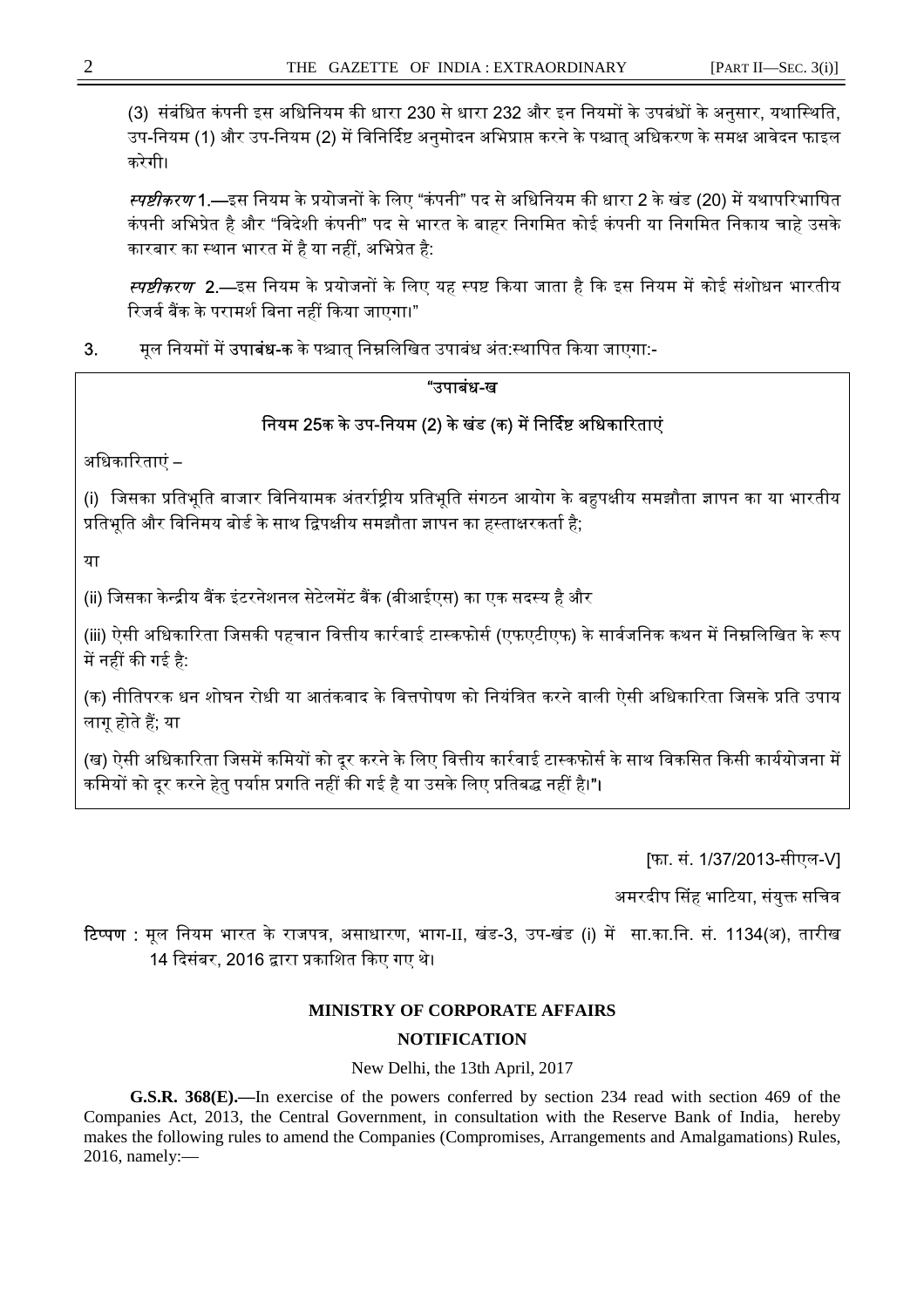(3) संबंधित कंपनी इस अधिनियम की धारा 230 से धारा 232 और इन नियमों के उपबंधों के अनुसार, यथास्थिति, उप-नियम (1) और उप-नियम (2) में विनिर्दिष्ट अनुमोदन अभिप्राप्त करने के पश्चात् अधिकरण के समक्ष आवेदन फाइल करेगी।

*स्पष्टीकरण* 1.—इस नियम के प्रयोजनों के लिए "कंपनी" पद से अधिनियम की धारा 2 के खंड (20) में यथापरिभाषित कंपनी अभिप्रेत है और "विदेशी कंपनी" पद से भारत के बाहर निगमित कोई कंपनी या निगमित निकाय चाहे उसके कारबार का स्थान भारत में है या नहीं, अभिप्रेत है:

*स्पष्टीकरण* 2.—इस नियम के प्रयोजनों के लिए यह स्पष्ट किया जाता है कि इस नियम में कोई संशोधन भारतीय रिजर्व बैंक के परामर्श बिना नहीं किया जाएगा।"

3. मूल नियमों में उपाबंध-क के पश्चात् निम्नलिखित उपाबंध अंत:स्थापित किया जाएगा:-

**"उपाबंध-ख**

**नियम 25क के उप-नियम (2) के खंड (क) में निर्दिष्ट अधिकारिताएं**

अधिकारिताएं –

(i) जिसका प्रतिभूति बाजार विनियामक अंतर्राष्ट्रीय प्रतिभूति संगठन आयोग के बहुपक्षीय समझौता ज्ञापन का या भारतीय प्रतिभूति और विनिमय बोर्ड के साथ द्विपक्षीय समझौता ज्ञापन का हस्ताक्षरकर्ता है;

या

(ii) जिसका केन्द्रीय बैंक इंटरनेशनल सेटेलमेंट बैंक (बीआईएस) का एक सदस्य है और

(iii) ऐसी अधिकारिता जिसकी पहचान वित्तीय कार्रवाई टास्कफोर्स (एफएटीएफ) के सार्वजनिक कथन में निम्नलिखित के रूप में नहीं की गई है:

(क) नीतिपरक धन शोधन रोधी या आतंकवाद के वित्तपोषण को नियंत्रित करने वाली ऐसी अधिकारिता जिसके प्रति उपाय लागू होते हैं; या

(ख) ऐसी अधिकारिता जिसमें कमियों को दूर करने के लिए वित्तीय कार्रवाई टास्कफोर्स के साथ विकसित किसी कार्ययोजना में कमियों को दूर करने हेतु पर्याप्त प्रगति नहीं की गई है या उसके लिए प्रतिबद्ध नहीं है।"।

[फा. सं. 1/37/2013-सीएल-V]

अमरदीप सिंह भाटिया, संयुक्त सचिव

**टिप्पण :** मूल नियम भारत के राजपत्र, असाधारण, भाग-II, खंड-3, उप-खंड (i) में सा.का.नि. सं. 1134(अ), तारीख 14 दिसंबर, 2016 द्वारा प्रकाशित किए गए थे।

## MINISTRY OF CORPORATE AFFAIRS

## NOTIFICATION

New Delhi, the 13th April, 2017

**G.S.R. 368(E).—**In exercise of the powers conferred by section 234 read with section 469 of the Companies Act, 2013, the Central Government, in consultation with the Reserve Bank of India, hereby makes the following rules to amend the Companies (Compromises, Arrangements and Amalgamations) Rules, 2016, namely:—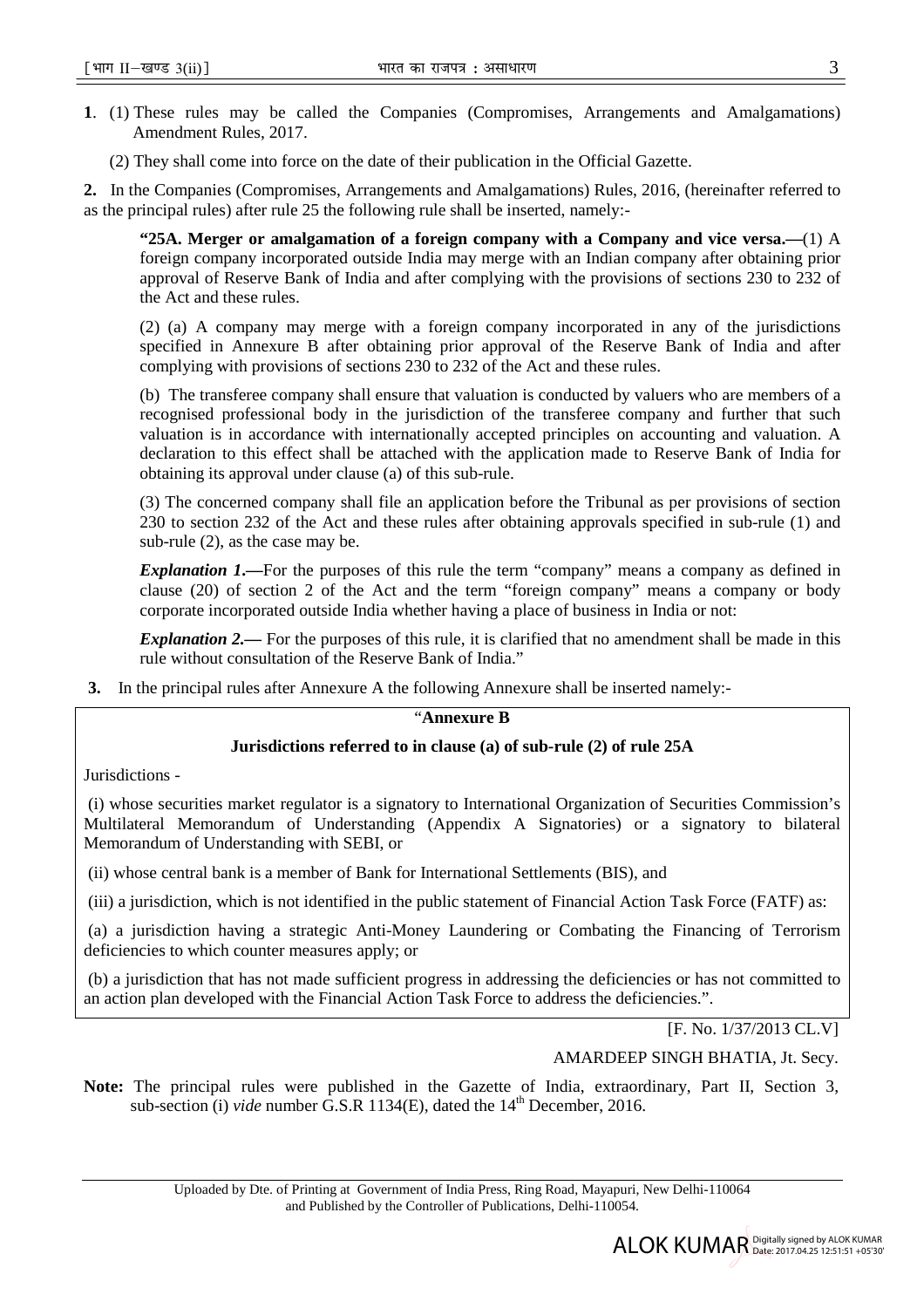**1**. (1) These rules may be called the Companies (Compromises, Arrangements and Amalgamations) Amendment Rules, 2017.

(2) They shall come into force on the date of their publication in the Official Gazette.

**2.** In the Companies (Compromises, Arrangements and Amalgamations) Rules, 2016, (hereinafter referred to as the principal rules) after rule 25 the following rule shall be inserted, namely:-

**"25A. Merger or amalgamation of a foreign company with a Company and vice versa.—**(1) A foreign company incorporated outside India may merge with an Indian company after obtaining prior approval of Reserve Bank of India and after complying with the provisions of sections 230 to 232 of the Act and these rules.

(2) (a) A company may merge with a foreign company incorporated in any of the jurisdictions specified in Annexure B after obtaining prior approval of the Reserve Bank of India and after complying with provisions of sections 230 to 232 of the Act and these rules.

(b) The transferee company shall ensure that valuation is conducted by valuers who are members of a recognised professional body in the jurisdiction of the transferee company and further that such valuation is in accordance with internationally accepted principles on accounting and valuation. A declaration to this effect shall be attached with the application made to Reserve Bank of India for obtaining its approval under clause (a) of this sub-rule.

(3) The concerned company shall file an application before the Tribunal as per provisions of section 230 to section 232 of the Act and these rules after obtaining approvals specified in sub-rule (1) and sub-rule (2), as the case may be.

***Explanation 1*.—**For the purposes of this rule the term "company" means a company as defined in clause (20) of section 2 of the Act and the term "foreign company" means a company or body corporate incorporated outside India whether having a place of business in India or not:

***Explanation 2*.—** For the purposes of this rule, it is clarified that no amendment shall be made in this rule without consultation of the Reserve Bank of India."

**3.** In the principal rules after Annexure A the following Annexure shall be inserted namely:-

"**Annexure B**

**Jurisdictions referred to in clause (a) of sub-rule (2) of rule 25A**

Jurisdictions -

(i) whose securities market regulator is a signatory to International Organization of Securities Commission's Multilateral Memorandum of Understanding (Appendix A Signatories) or a signatory to bilateral Memorandum of Understanding with SEBI, or

(ii) whose central bank is a member of Bank for International Settlements (BIS), and

(iii) a jurisdiction, which is not identified in the public statement of Financial Action Task Force (FATF) as:

(a) a jurisdiction having a strategic Anti-Money Laundering or Combating the Financing of Terrorism deficiencies to which counter measures apply; or

(b) a jurisdiction that has not made sufficient progress in addressing the deficiencies or has not committed to an action plan developed with the Financial Action Task Force to address the deficiencies.".

[F. No. 1/37/2013 CL.V]

AMARDEEP SINGH BHATIA, Jt. Secy.

**Note:** The principal rules were published in the Gazette of India, extraordinary, Part II, Section 3, sub-section (i) *vide* number G.S.R 1134(E), dated the 14th December, 2016.

Uploaded by Dte. of Printing at Government of India Press, Ring Road, Mayapuri, New Delhi-110064 and Published by the Controller of Publications, Delhi-110054.

ALOK KUMAR Digitally signed by ALOK KUMAR Date: 2017.04.25 12:51:51 +05'30'